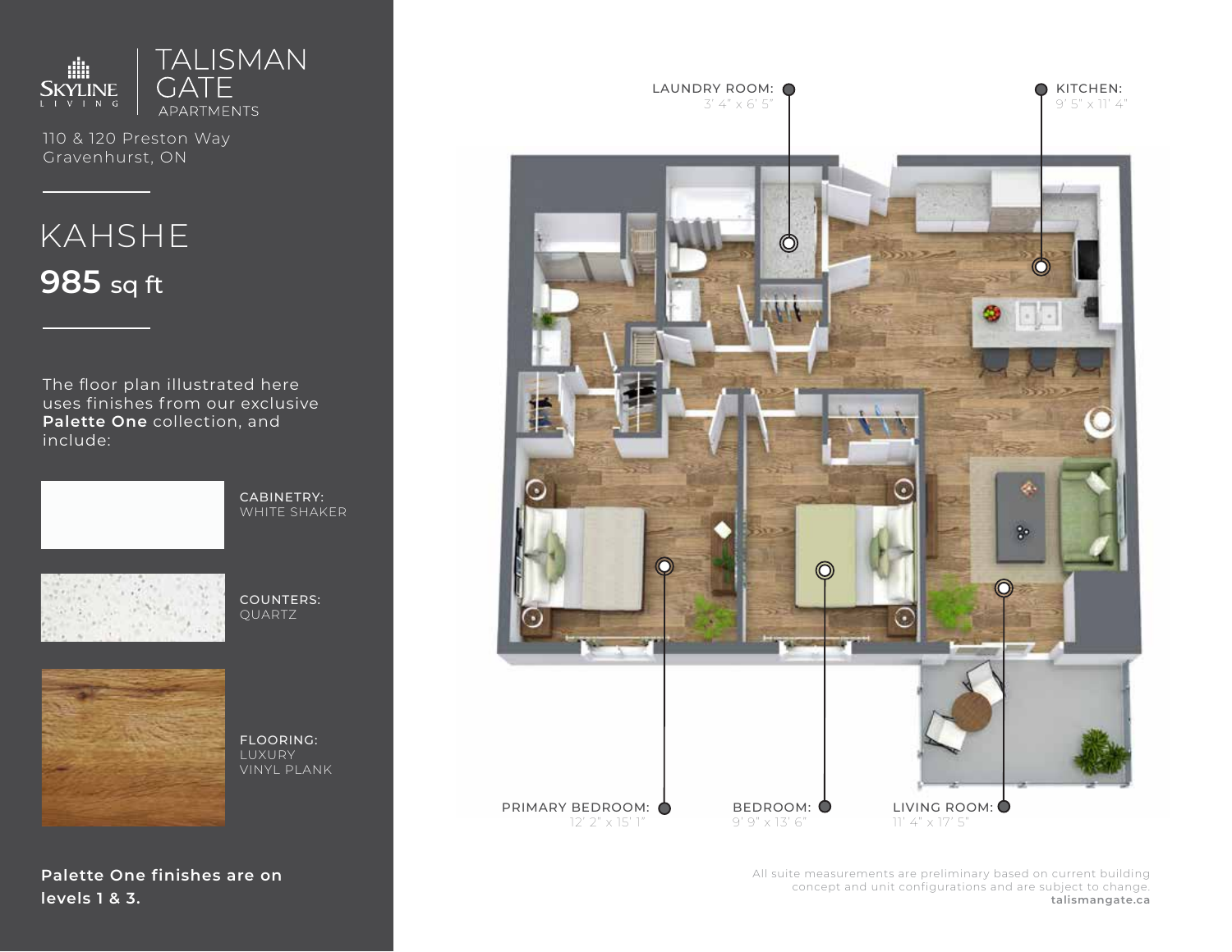SKYLINE LIVING | TALISMAN GATE APARTMENTS

110 & 120 Preston Way
Gravenhurst, ON

# KAHSHE

**985** sq ft

The floor plan illustrated here uses finishes from our exclusive **Palette One** collection, and include:

CABINETRY:
WHITE SHAKER

COUNTERS:
QUARTZ

FLOORING:
LUXURY VINYL PLANK

**Palette One finishes are on levels 1 & 3.**

LAUNDRY ROOM:
3' 4" x 6' 5"

KITCHEN:
9' 5" x 11' 4"

PRIMARY BEDROOM:
12' 2" x 15' 1"

BEDROOM:
9' 9" x 13' 6"

LIVING ROOM:
11' 4" x 17' 5"

All suite measurements are preliminary based on current building concept and unit configurations and are subject to change.
**talismangate.ca**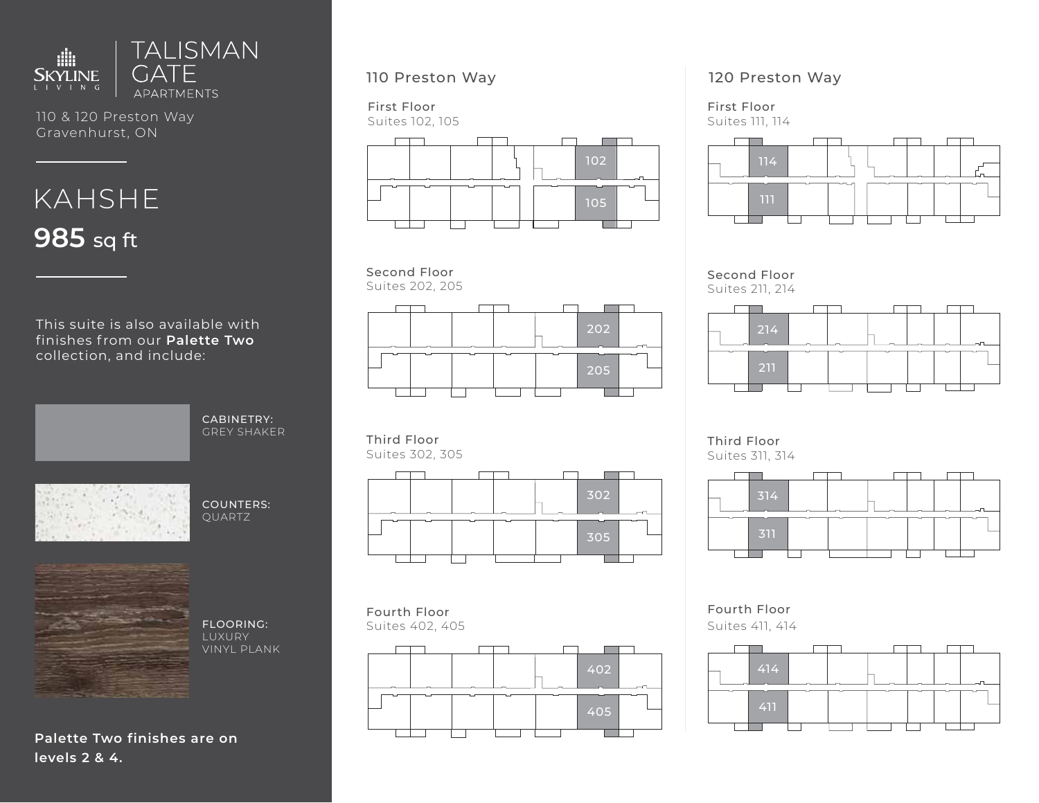SKYLINE LIVING

# TALISMAN GATE APARTMENTS

110 & 120 Preston Way
Gravenhurst, ON

## KAHSHE

**985** sq ft

This suite is also available with finishes from our **Palette Two** collection, and include:

CABINETRY:
GREY SHAKER

COUNTERS:
QUARTZ

FLOORING:
LUXURY VINYL PLANK

**Palette Two finishes are on levels 2 & 4.**

## 110 Preston Way

### First Floor
Suites 102, 105

102
105

### Second Floor
Suites 202, 205

202
205

### Third Floor
Suites 302, 305

302
305

### Fourth Floor
Suites 402, 405

402
405

## 120 Preston Way

### First Floor
Suites 111, 114

114
111

### Second Floor
Suites 211, 214

214
211

### Third Floor
Suites 311, 314

314
311

### Fourth Floor
Suites 411, 414

414
411